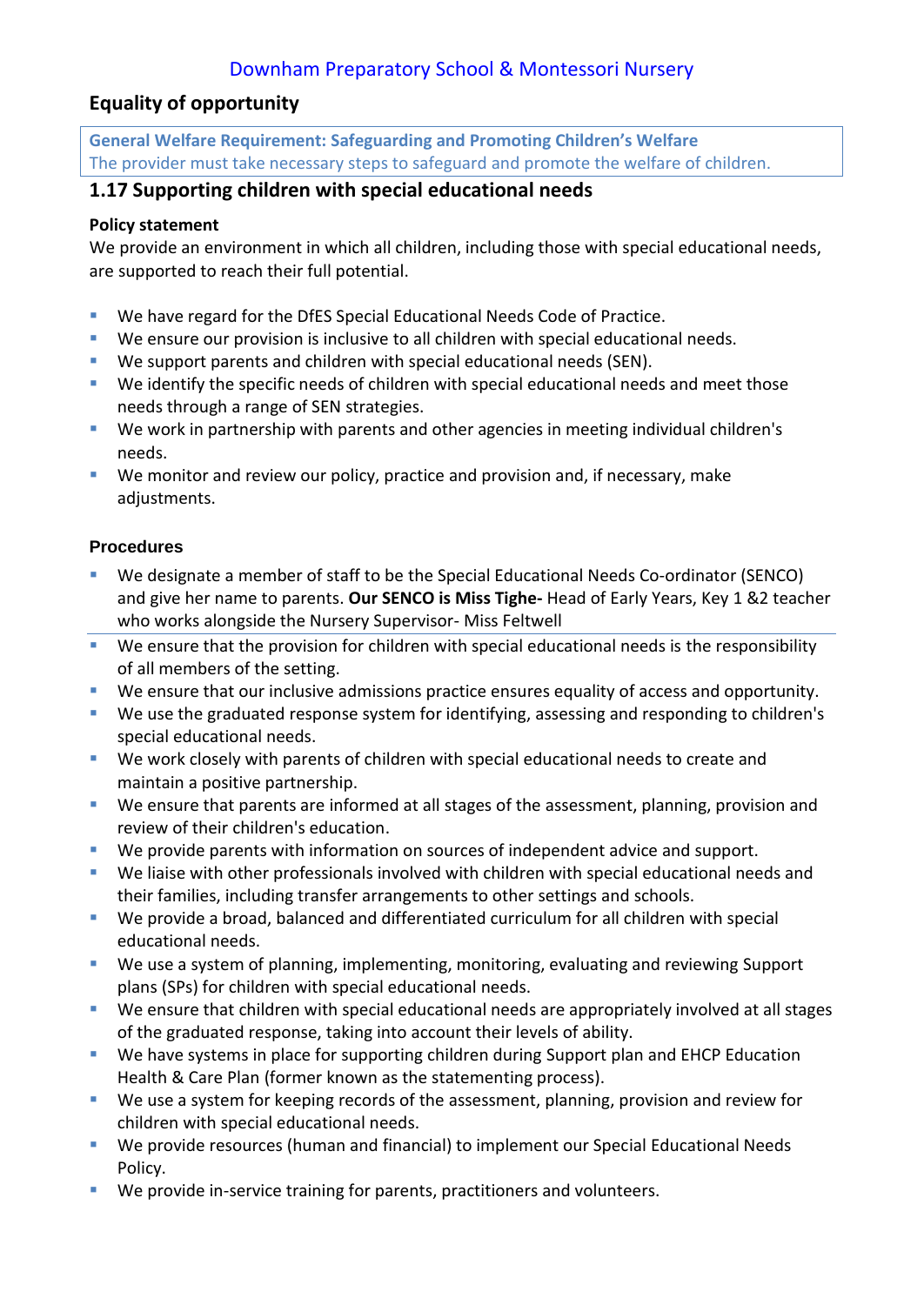Downham Preparatory School & Montessori Nursery

## Equality of opportunity

**General Welfare Requirement: Safeguarding and Promoting Children's Welfare**
The provider must take necessary steps to safeguard and promote the welfare of children.

## 1.17 Supporting children with special educational needs

### Policy statement

We provide an environment in which all children, including those with special educational needs, are supported to reach their full potential.

- We have regard for the DfES Special Educational Needs Code of Practice.
- We ensure our provision is inclusive to all children with special educational needs.
- We support parents and children with special educational needs (SEN).
- We identify the specific needs of children with special educational needs and meet those needs through a range of SEN strategies.
- We work in partnership with parents and other agencies in meeting individual children's needs.
- We monitor and review our policy, practice and provision and, if necessary, make adjustments.

### Procedures

- We designate a member of staff to be the Special Educational Needs Co-ordinator (SENCO) and give her name to parents. **Our SENCO is Miss Tighe-** Head of Early Years, Key 1 &2 teacher who works alongside the Nursery Supervisor- Miss Feltwell
- We ensure that the provision for children with special educational needs is the responsibility of all members of the setting.
- We ensure that our inclusive admissions practice ensures equality of access and opportunity.
- We use the graduated response system for identifying, assessing and responding to children's special educational needs.
- We work closely with parents of children with special educational needs to create and maintain a positive partnership.
- We ensure that parents are informed at all stages of the assessment, planning, provision and review of their children's education.
- We provide parents with information on sources of independent advice and support.
- We liaise with other professionals involved with children with special educational needs and their families, including transfer arrangements to other settings and schools.
- We provide a broad, balanced and differentiated curriculum for all children with special educational needs.
- We use a system of planning, implementing, monitoring, evaluating and reviewing Support plans (SPs) for children with special educational needs.
- We ensure that children with special educational needs are appropriately involved at all stages of the graduated response, taking into account their levels of ability.
- We have systems in place for supporting children during Support plan and EHCP Education Health & Care Plan (former known as the statementing process).
- We use a system for keeping records of the assessment, planning, provision and review for children with special educational needs.
- We provide resources (human and financial) to implement our Special Educational Needs Policy.
- We provide in-service training for parents, practitioners and volunteers.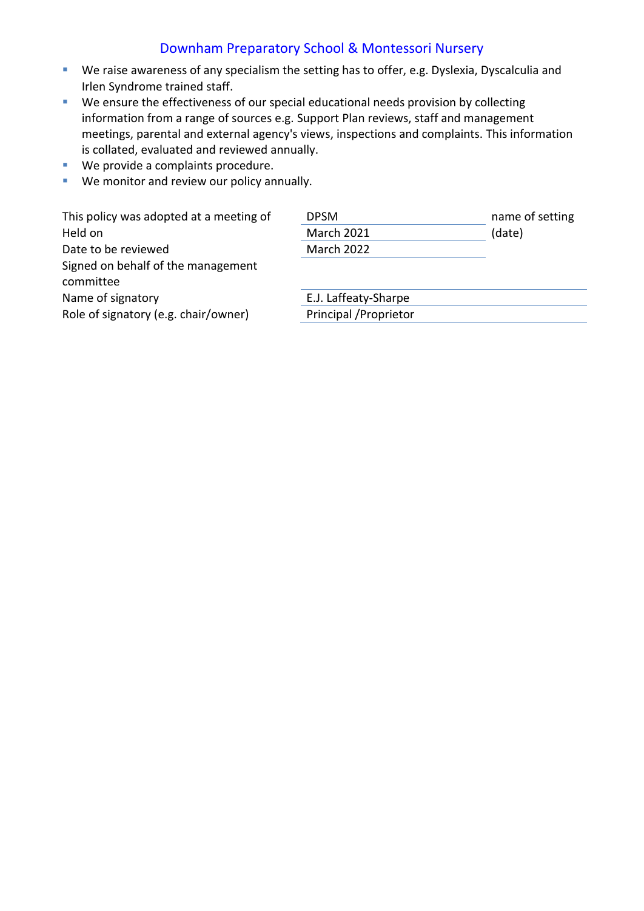- We raise awareness of any specialism the setting has to offer, e.g. Dyslexia, Dyscalculia and Irlen Syndrome trained staff.
- We ensure the effectiveness of our special educational needs provision by collecting information from a range of sources e.g. Support Plan reviews, staff and management meetings, parental and external agency's views, inspections and complaints. This information is collated, evaluated and reviewed annually.
- We provide a complaints procedure.
- We monitor and review our policy annually.

| | | |
|---|---|---|
| This policy was adopted at a meeting of | DPSM | name of setting |
| Held on | March 2021 | (date) |
| Date to be reviewed | March 2022 | |
| Signed on behalf of the management committee | | |
| Name of signatory | E.J. Laffeaty-Sharpe | |
| Role of signatory (e.g. chair/owner) | Principal /Proprietor | |